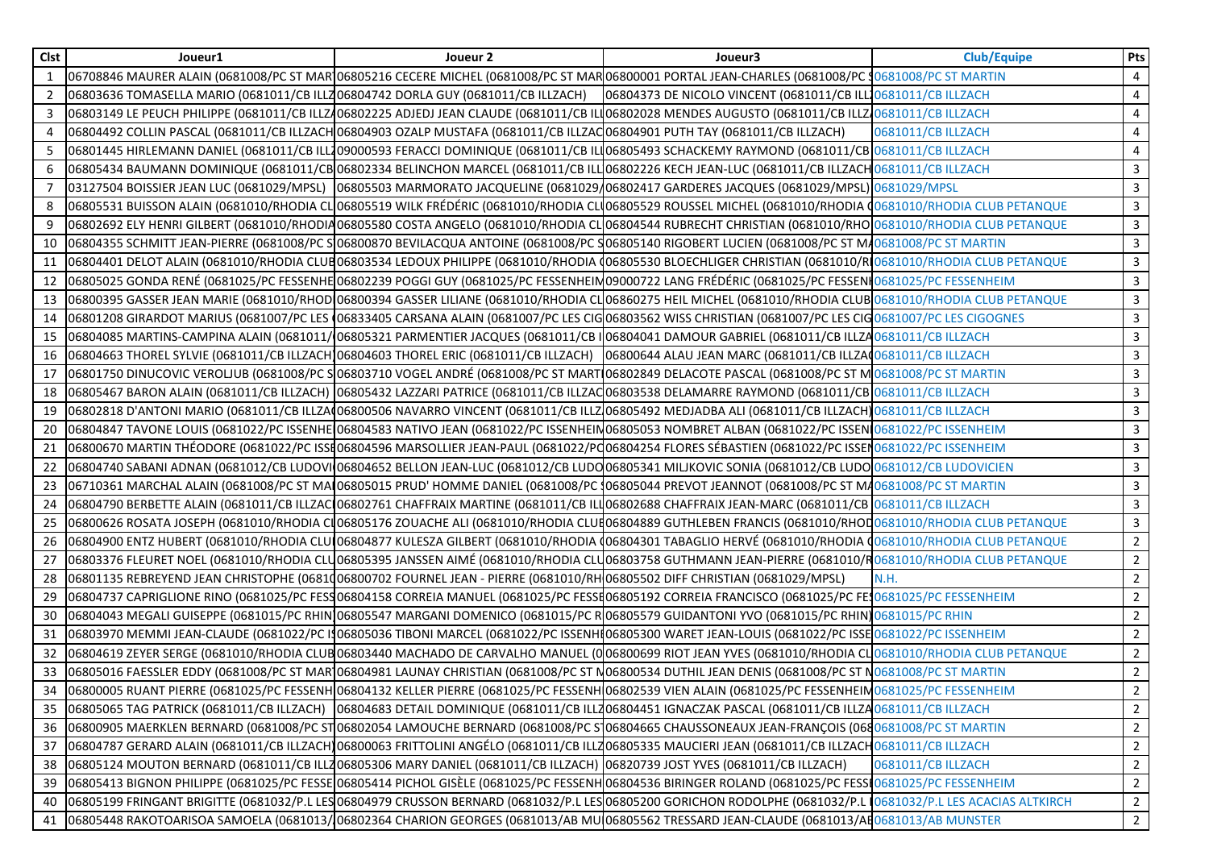| Clst | Joueur1 | Joueur 2 | Joueur3 | Club/Equipe | Pts |
| --- | --- | --- | --- | --- | --- |
| 1 | 06708846 MAURER ALAIN (0681008/PC ST MAR | 06805216 CECERE MICHEL (0681008/PC ST MAR | 06800001 PORTAL JEAN-CHARLES (0681008/PC S | 0681008/PC ST MARTIN | 4 |
| 2 | 06803636 TOMASELLA MARIO (0681011/CB ILLZ | 06804742 DORLA GUY (0681011/CB ILLZACH) | 06804373 DE NICOLO VINCENT (0681011/CB ILL | 0681011/CB ILLZACH | 4 |
| 3 | 06803149 LE PEUCH PHILIPPE (0681011/CB ILLZ | 06802225 ADJEDJ JEAN CLAUDE (0681011/CB ILL | 06802028 MENDES AUGUSTO (0681011/CB ILLZ | 0681011/CB ILLZACH | 4 |
| 4 | 06804492 COLLIN PASCAL (0681011/CB ILLZACH | 06804903 OZALP MUSTAFA (0681011/CB ILLZAC | 06804901 PUTH TAY (0681011/CB ILLZACH) | 0681011/CB ILLZACH | 4 |
| 5 | 06801445 HIRLEMANN DANIEL (0681011/CB ILL | 09000593 FERACCI DOMINIQUE (0681011/CB ILL | 06805493 SCHACKEMY RAYMOND (0681011/CB | 0681011/CB ILLZACH | 4 |
| 6 | 06805434 BAUMANN DOMINIQUE (0681011/CB | 06802334 BELINCHON MARCEL (0681011/CB ILL | 06802226 KECH JEAN-LUC (0681011/CB ILLZACH | 0681011/CB ILLZACH | 3 |
| 7 | 03127504 BOISSIER JEAN LUC (0681029/MPSL) | 06805503 MARMORATO JACQUELINE (0681029/ | 06802417 GARDERES JACQUES (0681029/MPSL) | 0681029/MPSL | 3 |
| 8 | 06805531 BUISSON ALAIN (0681010/RHODIA CL | 06805519 WILK FRÉDÉRIC (0681010/RHODIA CL | 06805529 ROUSSEL MICHEL (0681010/RHODIA ( | 0681010/RHODIA CLUB PETANQUE | 3 |
| 9 | 06802692 ELY HENRI GILBERT (0681010/RHODIA | 06805580 COSTA ANGELO (0681010/RHODIA CL | 06804544 RUBRECHT CHRISTIAN (0681010/RHO | 0681010/RHODIA CLUB PETANQUE | 3 |
| 10 | 06804355 SCHMITT JEAN-PIERRE (0681008/PC S | 06800870 BEVILACQUA ANTOINE (0681008/PC S | 06805140 RIGOBERT LUCIEN (0681008/PC ST M | 0681008/PC ST MARTIN | 3 |
| 11 | 06804401 DELOT ALAIN (0681010/RHODIA CLUB | 06803534 LEDOUX PHILIPPE (0681010/RHODIA ( | 06805530 BLOECHLIGER CHRISTIAN (0681010/R | 0681010/RHODIA CLUB PETANQUE | 3 |
| 12 | 06805025 GONDA RENÉ (0681025/PC FESSENHE | 06802239 POGGI GUY (0681025/PC FESSENHEIM | 09000722 LANG FRÉDÉRIC (0681025/PC FESSEN | 0681025/PC FESSENHEIM | 3 |
| 13 | 06800395 GASSER JEAN MARIE (0681010/RHOD | 06800394 GASSER LILIANE (0681010/RHODIA CL | 06860275 HEIL MICHEL (0681010/RHODIA CLUB | 0681010/RHODIA CLUB PETANQUE | 3 |
| 14 | 06801208 GIRARDOT MARIUS (0681007/PC LES | 06833405 CARSANA ALAIN (0681007/PC LES CIG | 06803562 WISS CHRISTIAN (0681007/PC LES CIG | 0681007/PC LES CIGOGNES | 3 |
| 15 | 06804085 MARTINS-CAMPINA ALAIN (0681011/ | 06805321 PARMENTIER JACQUES (0681011/CB I | 06804041 DAMOUR GABRIEL (0681011/CB ILLZA | 0681011/CB ILLZACH | 3 |
| 16 | 06804663 THOREL SYLVIE (0681011/CB ILLZACH | 06804603 THOREL ERIC (0681011/CB ILLZACH) | 06800644 ALAU JEAN MARC (0681011/CB ILLZA | 0681011/CB ILLZACH | 3 |
| 17 | 06801750 DINUCOVIC VEROLJUB (0681008/PC S | 06803710 VOGEL ANDRÉ (0681008/PC ST MART | 06802849 DELACOTE PASCAL (0681008/PC ST M | 0681008/PC ST MARTIN | 3 |
| 18 | 06805467 BARON ALAIN (0681011/CB ILLZACH) | 06805432 LAZZARI PATRICE (0681011/CB ILLZAC | 06803538 DELAMARRE RAYMOND (0681011/CB | 0681011/CB ILLZACH | 3 |
| 19 | 06802818 D'ANTONI MARIO (0681011/CB ILLZA | 06800506 NAVARRO VINCENT (0681011/CB ILLZ | 06805492 MEDJADBA ALI (0681011/CB ILLZACH) | 0681011/CB ILLZACH | 3 |
| 20 | 06804847 TAVONE LOUIS (0681022/PC ISSENHE | 06804583 NATIVO JEAN (0681022/PC ISSENHEIM | 06805053 NOMBRET ALBAN (0681022/PC ISSEN | 0681022/PC ISSENHEIM | 3 |
| 21 | 06800670 MARTIN THÉODORE (0681022/PC ISSE | 06804596 MARSOLLIER JEAN-PAUL (0681022/PC | 06804254 FLORES SÉBASTIEN (0681022/PC ISSEN | 0681022/PC ISSENHEIM | 3 |
| 22 | 06804740 SABANI ADNAN (0681012/CB LUDOVI | 06804652 BELLON JEAN-LUC (0681012/CB LUDO | 06805341 MILJKOVIC SONIA (0681012/CB LUDO | 0681012/CB LUDOVICIEN | 3 |
| 23 | 06710361 MARCHAL ALAIN (0681008/PC ST MA | 06805015 PRUD' HOMME DANIEL (0681008/PC | 06805044 PREVOT JEANNOT (0681008/PC ST MA | 0681008/PC ST MARTIN | 3 |
| 24 | 06804790 BERBETTE ALAIN (0681011/CB ILLZAC | 06802761 CHAFFRAIX MARTINE (0681011/CB ILL | 06802688 CHAFFRAIX JEAN-MARC (0681011/CB | 0681011/CB ILLZACH | 3 |
| 25 | 06800626 ROSATA JOSEPH (0681010/RHODIA C | 06805176 ZOUACHE ALI (0681010/RHODIA CLUB | 06804889 GUTHLEBEN FRANCIS (0681010/RHOD | 0681010/RHODIA CLUB PETANQUE | 3 |
| 26 | 06804900 ENTZ HUBERT (0681010/RHODIA CLU | 06804877 KULESZA GILBERT (0681010/RHODIA ( | 06804301 TABAGLIO HERVÉ (0681010/RHODIA ( | 0681010/RHODIA CLUB PETANQUE | 2 |
| 27 | 06803376 FLEURET NOEL (0681010/RHODIA CLU | 06805395 JANSSEN AIMÉ (0681010/RHODIA CLU | 06803758 GUTHMANN JEAN-PIERRE (0681010/R | 0681010/RHODIA CLUB PETANQUE | 2 |
| 28 | 06801135 REBREYEND JEAN CHRISTOPHE (0681 | 06800702 FOURNEL JEAN - PIERRE (0681010/RH | 06805502 DIFF CHRISTIAN (0681029/MPSL) | N.H. | 2 |
| 29 | 06804737 CAPRIGLIONE RINO (0681025/PC FESS | 06804158 CORREIA MANUEL (0681025/PC FESSE | 06805192 CORREIA FRANCISCO (0681025/PC FE | 0681025/PC FESSENHEIM | 2 |
| 30 | 06804043 MEGALI GUISEPPE (0681015/PC RHIN | 06805547 MARGANI DOMENICO (0681015/PC R | 06805579 GUIDANTONI YVO (0681015/PC RHIN) | 0681015/PC RHIN | 2 |
| 31 | 06803970 MEMMI JEAN-CLAUDE (0681022/PC IS | 06805036 TIBONI MARCEL (0681022/PC ISSENHE | 06805300 WARET JEAN-LOUIS (0681022/PC ISSE | 0681022/PC ISSENHEIM | 2 |
| 32 | 06804619 ZEYER SERGE (0681010/RHODIA CLUB | 06803440 MACHADO DE CARVALHO MANUEL (0 | 06800699 RIOT JEAN YVES (0681010/RHODIA CL | 0681010/RHODIA CLUB PETANQUE | 2 |
| 33 | 06805016 FAESSLER EDDY (0681008/PC ST MAR | 06804981 LAUNAY CHRISTIAN (0681008/PC ST M | 06800534 DUTHIL JEAN DENIS (0681008/PC ST M | 0681008/PC ST MARTIN | 2 |
| 34 | 06800005 RUANT PIERRE (0681025/PC FESSENH | 06804132 KELLER PIERRE (0681025/PC FESSENH | 06802539 VIEN ALAIN (0681025/PC FESSENHEIM | 0681025/PC FESSENHEIM | 2 |
| 35 | 06805065 TAG PATRICK (0681011/CB ILLZACH) | 06804683 DETAIL DOMINIQUE (0681011/CB ILLZ | 06804451 IGNACZAK PASCAL (0681011/CB ILLZA | 0681011/CB ILLZACH | 2 |
| 36 | 06800905 MAERKLEN BERNARD (0681008/PC ST | 06802054 LAMOUCHE BERNARD (0681008/PC S | 06804665 CHAUSSONEAUX JEAN-FRANÇOIS (068 | 0681008/PC ST MARTIN | 2 |
| 37 | 06804787 GERARD ALAIN (0681011/CB ILLZACH) | 06800063 FRITTOLINI ANGÉLO (0681011/CB ILLZ | 06805335 MAUCIERI JEAN (0681011/CB ILLZACH | 0681011/CB ILLZACH | 2 |
| 38 | 06805124 MOUTON BERNARD (0681011/CB ILLZ | 06805306 MARY DANIEL (0681011/CB ILLZACH) | 06820739 JOST YVES (0681011/CB ILLZACH) | 0681011/CB ILLZACH | 2 |
| 39 | 06805413 BIGNON PHILIPPE (0681025/PC FESSE | 06805414 PICHOL GISÈLE (0681025/PC FESSENH | 06804536 BIRINGER ROLAND (0681025/PC FESS | 0681025/PC FESSENHEIM | 2 |
| 40 | 06805199 FRINGANT BRIGITTE (0681032/P.L LES | 06804979 CRUSSON BERNARD (0681032/P.L LES | 06805200 GORICHON RODOLPHE (0681032/P.L | 0681032/P.L LES ACACIAS ALTKIRCH | 2 |
| 41 | 06805448 RAKOTOARISOA SAMOELA (0681013/ | 06802364 CHARION GEORGES (0681013/AB MU | 06805562 TRESSARD JEAN-CLAUDE (0681013/AE | 0681013/AB MUNSTER | 2 |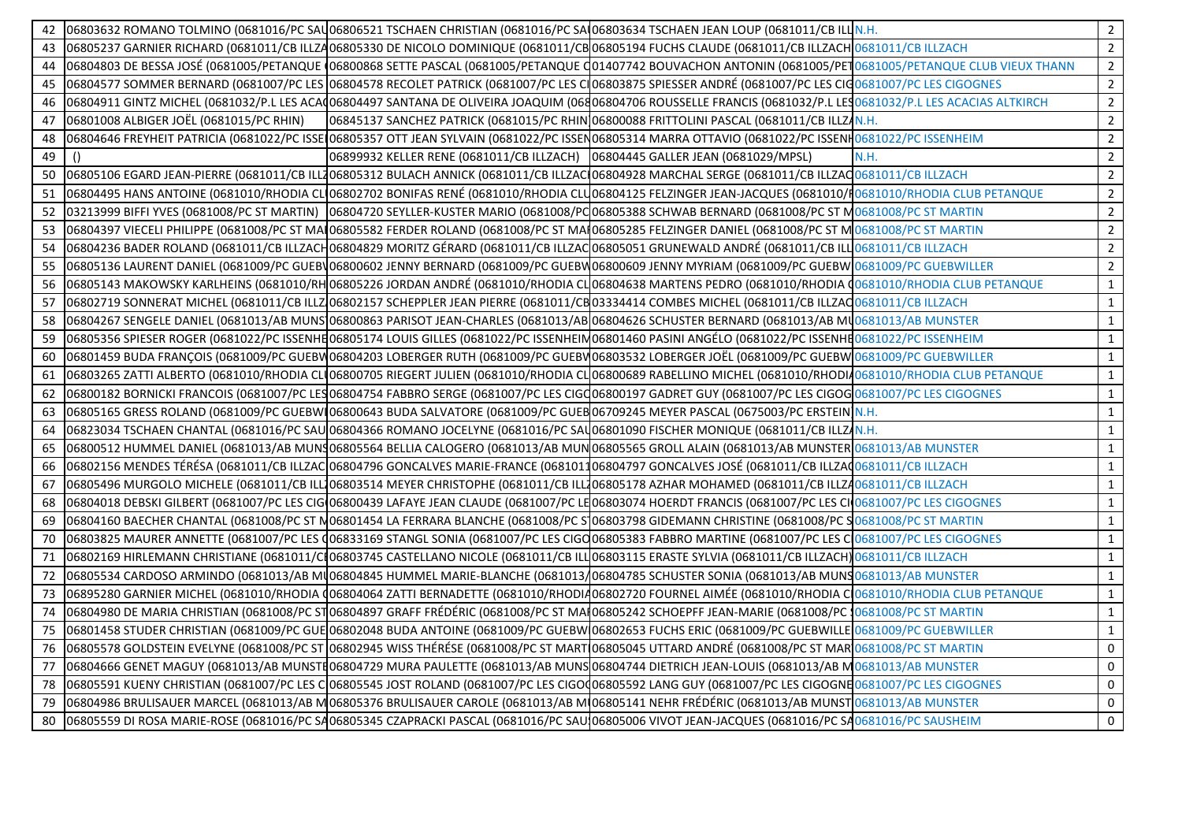| | | | | | |
|---|---|---|---|---|---|
| 42 | 06803632 ROMANO TOLMINO (0681016/PC SAU | 06806521 TSCHAEN CHRISTIAN (0681016/PC SAI | 06803634 TSCHAEN JEAN LOUP (0681011/CB ILL | N.H. | 2 |
| 43 | 06805237 GARNIER RICHARD (0681011/CB ILLZA | 06805330 DE NICOLO DOMINIQUE (0681011/CB | 06805194 FUCHS CLAUDE (0681011/CB ILLZACH | 0681011/CB ILLZACH | 2 |
| 44 | 06804803 DE BESSA JOSÉ (0681005/PETANQUE | 06800868 SETTE PASCAL (0681005/PETANQUE C | 01407742 BOUVACHON ANTONIN (0681005/PET | 0681005/PETANQUE CLUB VIEUX THANN | 2 |
| 45 | 06804577 SOMMER BERNARD (0681007/PC LES | 06804578 RECOLET PATRICK (0681007/PC LES CI | 06803875 SPIESSER ANDRÉ (0681007/PC LES CIG | 0681007/PC LES CIGOGNES | 2 |
| 46 | 06804911 GINTZ MICHEL (0681032/P.L LES ACA | 06804497 SANTANA DE OLIVEIRA JOAQUIM (068 | 06804706 ROUSSELLE FRANCIS (0681032/P.L LES | 0681032/P.L LES ACACIAS ALTKIRCH | 2 |
| 47 | 06801008 ALBIGER JOËL (0681015/PC RHIN) | 06845137 SANCHEZ PATRICK (0681015/PC RHIN | 06800088 FRITTOLINI PASCAL (0681011/CB ILLZA | N.H. | 2 |
| 48 | 06804646 FREYHEIT PATRICIA (0681022/PC ISSE | 06805357 OTT JEAN SYLVAIN (0681022/PC ISSEN | 06805314 MARRA OTTAVIO (0681022/PC ISSENH | 0681022/PC ISSENHEIM | 2 |
| 49 | () | 06899932 KELLER RENE (0681011/CB ILLZACH) | 06804445 GALLER JEAN (0681029/MPSL) | N.H. | 2 |
| 50 | 06805106 EGARD JEAN-PIERRE (0681011/CB ILLZ | 06805312 BULACH ANNICK (0681011/CB ILLZACI | 06804928 MARCHAL SERGE (0681011/CB ILLZAC | 0681011/CB ILLZACH | 2 |
| 51 | 06804495 HANS ANTOINE (0681010/RHODIA CL | 06802702 BONIFAS RENÉ (0681010/RHODIA CLU | 06804125 FELZINGER JEAN-JACQUES (0681010/F | 0681010/RHODIA CLUB PETANQUE | 2 |
| 52 | 03213999 BIFFI YVES (0681008/PC ST MARTIN) | 06804720 SEYLLER-KUSTER MARIO (0681008/PC | 06805388 SCHWAB BERNARD (0681008/PC ST M | 0681008/PC ST MARTIN | 2 |
| 53 | 06804397 VIECELI PHILIPPE (0681008/PC ST MA | 06805582 FERDER ROLAND (0681008/PC ST MA | 06805285 FELZINGER DANIEL (0681008/PC ST M | 0681008/PC ST MARTIN | 2 |
| 54 | 06804236 BADER ROLAND (0681011/CB ILLZACH | 06804829 MORITZ GÉRARD (0681011/CB ILLZAC | 06805051 GRUNEWALD ANDRÉ (0681011/CB ILL | 0681011/CB ILLZACH | 2 |
| 55 | 06805136 LAURENT DANIEL (0681009/PC GUEB | 06800602 JENNY BERNARD (0681009/PC GUEBW | 06800609 JENNY MYRIAM (0681009/PC GUEBW | 0681009/PC GUEBWILLER | 2 |
| 56 | 06805143 MAKOWSKY KARLHEINS (0681010/RH | 06805226 JORDAN ANDRÉ (0681010/RHODIA CL | 06804638 MARTENS PEDRO (0681010/RHODIA | 0681010/RHODIA CLUB PETANQUE | 1 |
| 57 | 06802719 SONNERAT MICHEL (0681011/CB ILLZ | 06802157 SCHEPPLER JEAN PIERRE (0681011/CB | 03334414 COMBES MICHEL (0681011/CB ILLZAC | 0681011/CB ILLZACH | 1 |
| 58 | 06804267 SENGELE DANIEL (0681013/AB MUNS | 06800863 PARISOT JEAN-CHARLES (0681013/AB | 06804626 SCHUSTER BERNARD (0681013/AB MU | 0681013/AB MUNSTER | 1 |
| 59 | 06805356 SPIESER ROGER (0681022/PC ISSENHE | 06805174 LOUIS GILLES (0681022/PC ISSENHEIM | 06801460 PASINI ANGÉLO (0681022/PC ISSENHE | 0681022/PC ISSENHEIM | 1 |
| 60 | 06801459 BUDA FRANÇOIS (0681009/PC GUEBW | 06804203 LOBERGER RUTH (0681009/PC GUEBW | 06803532 LOBERGER JOËL (0681009/PC GUEBW | 0681009/PC GUEBWILLER | 1 |
| 61 | 06803265 ZATTI ALBERTO (0681010/RHODIA CL | 06800705 RIEGERT JULIEN (0681010/RHODIA CL | 06800689 RABELLINO MICHEL (0681010/RHODIA | 0681010/RHODIA CLUB PETANQUE | 1 |
| 62 | 06800182 BORNICKI FRANCOIS (0681007/PC LES | 06804754 FABBRO SERGE (0681007/PC LES CIGO | 06800197 GADRET GUY (0681007/PC LES CIGOG | 0681007/PC LES CIGOGNES | 1 |
| 63 | 06805165 GRESS ROLAND (0681009/PC GUEBW | 06800643 BUDA SALVATORE (0681009/PC GUEB | 06709245 MEYER PASCAL (0675003/PC ERSTEIN | N.H. | 1 |
| 64 | 06823034 TSCHAEN CHANTAL (0681016/PC SAU | 06804366 ROMANO JOCELYNE (0681016/PC SAU | 06801090 FISCHER MONIQUE (0681011/CB ILLZA | N.H. | 1 |
| 65 | 06800512 HUMMEL DANIEL (0681013/AB MUNS | 06805564 BELLIA CALOGERO (0681013/AB MUN | 06805565 GROLL ALAIN (0681013/AB MUNSTER | 0681013/AB MUNSTER | 1 |
| 66 | 06802156 MENDES TÉRÉSA (0681011/CB ILLZAC | 06804796 GONCALVES MARIE-FRANCE (068101 | 06804797 GONCALVES JOSÉ (0681011/CB ILLZA | 0681011/CB ILLZACH | 1 |
| 67 | 06805496 MURGOLO MICHELE (0681011/CB ILL | 06803514 MEYER CHRISTOPHE (0681011/CB ILL | 06805178 AZHAR MOHAMED (0681011/CB ILLZA | 0681011/CB ILLZACH | 1 |
| 68 | 06804018 DEBSKI GILBERT (0681007/PC LES CIG | 06800439 LAFAYE JEAN CLAUDE (0681007/PC LE | 06803074 HOERDT FRANCIS (0681007/PC LES CI | 0681007/PC LES CIGOGNES | 1 |
| 69 | 06804160 BAECHER CHANTAL (0681008/PC ST M | 06801454 LA FERRARA BLANCHE (0681008/PC S | 06803798 GIDEMANN CHRISTINE (0681008/PC S | 0681008/PC ST MARTIN | 1 |
| 70 | 06803825 MAURER ANNETTE (0681007/PC LES | 06833169 STANGL SONIA (0681007/PC LES CIGO | 06805383 FABBRO MARTINE (0681007/PC LES C | 0681007/PC LES CIGOGNES | 1 |
| 71 | 06802169 HIRLEMANN CHRISTIANE (0681011/C | 06803745 CASTELLANO NICOLE (0681011/CB ILL | 06803115 ERASTE SYLVIA (0681011/CB ILLZACH) | 0681011/CB ILLZACH | 1 |
| 72 | 06805534 CARDOSO ARMINDO (0681013/AB M | 06804845 HUMMEL MARIE-BLANCHE (0681013/ | 06804785 SCHUSTER SONIA (0681013/AB MUNS | 0681013/AB MUNSTER | 1 |
| 73 | 06895280 GARNIER MICHEL (0681010/RHODIA | 06804064 ZATTI BERNADETTE (0681010/RHODIA | 06802720 FOURNEL AIMÉE (0681010/RHODIA C | 0681010/RHODIA CLUB PETANQUE | 1 |
| 74 | 06804980 DE MARIA CHRISTIAN (0681008/PC ST | 06804897 GRAFF FRÉDÉRIC (0681008/PC ST MA | 06805242 SCHOEPFF JEAN-MARIE (0681008/PC | 0681008/PC ST MARTIN | 1 |
| 75 | 06801458 STUDER CHRISTIAN (0681009/PC GUE | 06802048 BUDA ANTOINE (0681009/PC GUEBW | 06802653 FUCHS ERIC (0681009/PC GUEBWILLE | 0681009/PC GUEBWILLER | 1 |
| 76 | 06805578 GOLDSTEIN EVELYNE (0681008/PC ST | 06802945 WISS THÉRÉSE (0681008/PC ST MART | 06805045 UTTARD ANDRÉ (0681008/PC ST MAR | 0681008/PC ST MARTIN | 0 |
| 77 | 06804666 GENET MAGUY (0681013/AB MUNST | 06804729 MURA PAULETTE (0681013/AB MUNS | 06804744 DIETRICH JEAN-LOUIS (0681013/AB M | 0681013/AB MUNSTER | 0 |
| 78 | 06805591 KUENY CHRISTIAN (0681007/PC LES C | 06805545 JOST ROLAND (0681007/PC LES CIGO | 06805592 LANG GUY (0681007/PC LES CIGOGNE | 0681007/PC LES CIGOGNES | 0 |
| 79 | 06804986 BRULISAUER MARCEL (0681013/AB M | 06805376 BRULISAUER CAROLE (0681013/AB M | 06805141 NEHR FRÉDÉRIC (0681013/AB MUNST | 0681013/AB MUNSTER | 0 |
| 80 | 06805559 DI ROSA MARIE-ROSE (0681016/PC SA | 06805345 CZAPRACKI PASCAL (0681016/PC SAU | 06805006 VIVOT JEAN-JACQUES (0681016/PC SA | 0681016/PC SAUSHEIM | 0 |